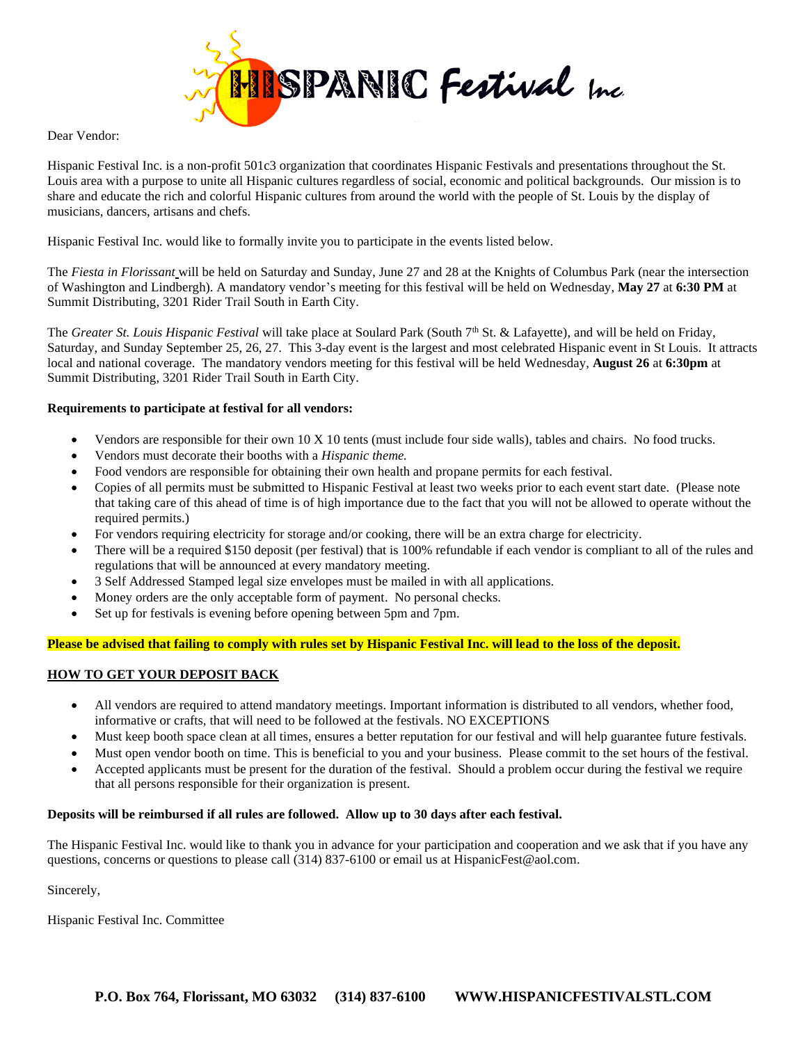# HISPANIC Festival Inc.

Dear Vendor:

Hispanic Festival Inc. is a non-profit 501c3 organization that coordinates Hispanic Festivals and presentations throughout the St. Louis area with a purpose to unite all Hispanic cultures regardless of social, economic and political backgrounds. Our mission is to share and educate the rich and colorful Hispanic cultures from around the world with the people of St. Louis by the display of musicians, dancers, artisans and chefs.

Hispanic Festival Inc. would like to formally invite you to participate in the events listed below.

The *Fiesta in Florissant* will be held on Saturday and Sunday, June 27 and 28 at the Knights of Columbus Park (near the intersection of Washington and Lindbergh). A mandatory vendor's meeting for this festival will be held on Wednesday, **May 27** at **6:30 PM** at Summit Distributing, 3201 Rider Trail South in Earth City.

The *Greater St. Louis Hispanic Festival* will take place at Soulard Park (South 7th St. & Lafayette), and will be held on Friday, Saturday, and Sunday September 25, 26, 27. This 3-day event is the largest and most celebrated Hispanic event in St Louis. It attracts local and national coverage. The mandatory vendors meeting for this festival will be held Wednesday, **August 26** at **6:30pm** at Summit Distributing, 3201 Rider Trail South in Earth City.

**Requirements to participate at festival for all vendors:**

- Vendors are responsible for their own 10 X 10 tents (must include four side walls), tables and chairs. No food trucks.
- Vendors must decorate their booths with a *Hispanic theme.*
- Food vendors are responsible for obtaining their own health and propane permits for each festival.
- Copies of all permits must be submitted to Hispanic Festival at least two weeks prior to each event start date. (Please note that taking care of this ahead of time is of high importance due to the fact that you will not be allowed to operate without the required permits.)
- For vendors requiring electricity for storage and/or cooking, there will be an extra charge for electricity.
- There will be a required $150 deposit (per festival) that is 100% refundable if each vendor is compliant to all of the rules and regulations that will be announced at every mandatory meeting.
- 3 Self Addressed Stamped legal size envelopes must be mailed in with all applications.
- Money orders are the only acceptable form of payment. No personal checks.
- Set up for festivals is evening before opening between 5pm and 7pm.

**Please be advised that failing to comply with rules set by Hispanic Festival Inc. will lead to the loss of the deposit.**

**HOW TO GET YOUR DEPOSIT BACK**

- All vendors are required to attend mandatory meetings. Important information is distributed to all vendors, whether food, informative or crafts, that will need to be followed at the festivals. NO EXCEPTIONS
- Must keep booth space clean at all times, ensures a better reputation for our festival and will help guarantee future festivals.
- Must open vendor booth on time. This is beneficial to you and your business. Please commit to the set hours of the festival.
- Accepted applicants must be present for the duration of the festival. Should a problem occur during the festival we require that all persons responsible for their organization is present.

**Deposits will be reimbursed if all rules are followed. Allow up to 30 days after each festival.**

The Hispanic Festival Inc. would like to thank you in advance for your participation and cooperation and we ask that if you have any questions, concerns or questions to please call (314) 837-6100 or email us at HispanicFest@aol.com.

Sincerely,

Hispanic Festival Inc. Committee

**P.O. Box 764, Florissant, MO 63032 (314) 837-6100 WWW.HISPANICFESTIVALSTL.COM**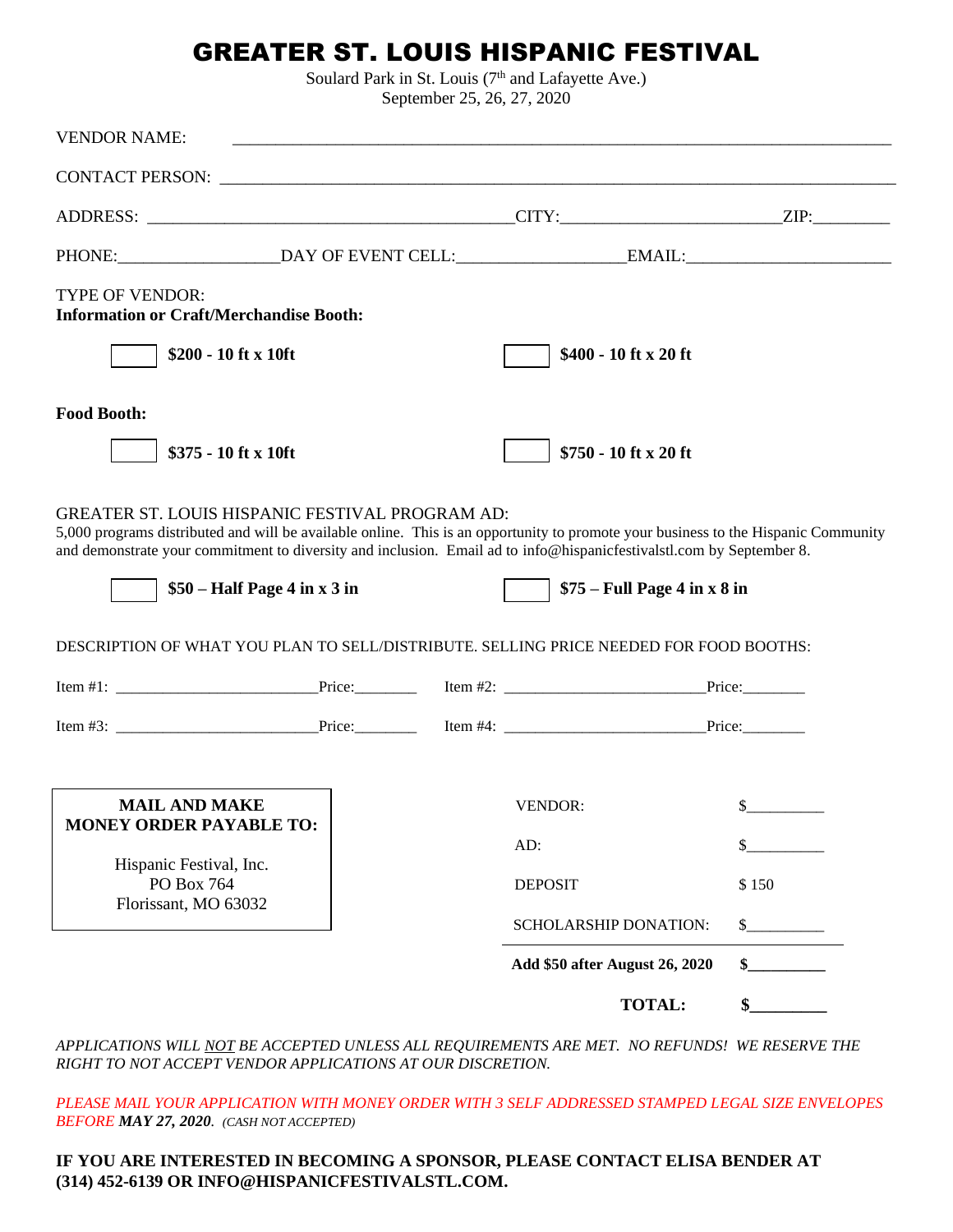# GREATER ST. LOUIS HISPANIC FESTIVAL

Soulard Park in St. Louis (7th and Lafayette Ave.)
September 25, 26, 27, 2020

VENDOR NAME: ______________________________________________

CONTACT PERSON: ______________________________________________

ADDRESS: ______________________________ CITY: ____________________ ZIP: ________

PHONE: ______________ DAY OF EVENT CELL: ______________ EMAIL: ____________________

TYPE OF VENDOR:
**Information or Craft/Merchandise Booth:**

☐ **$200 - 10 ft x 10ft** ☐ **$400 - 10 ft x 20 ft**

**Food Booth:**

☐ **$375 - 10 ft x 10ft** ☐ **$750 - 10 ft x 20 ft**

GREATER ST. LOUIS HISPANIC FESTIVAL PROGRAM AD:
5,000 programs distributed and will be available online. This is an opportunity to promote your business to the Hispanic Community and demonstrate your commitment to diversity and inclusion. Email ad to info@hispanicfestivalstl.com by September 8.

☐ **$50 – Half Page 4 in x 3 in** ☐ **$75 – Full Page 4 in x 8 in**

DESCRIPTION OF WHAT YOU PLAN TO SELL/DISTRIBUTE. SELLING PRICE NEEDED FOR FOOD BOOTHS:

Item #1: ____________________ Price: ________ Item #2: ____________________ Price: ________

Item #3: ____________________ Price: ________ Item #4: ____________________ Price: ________

**MAIL AND MAKE MONEY ORDER PAYABLE TO:**

Hispanic Festival, Inc.
PO Box 764
Florissant, MO 63032

| | |
|---|---|
| VENDOR: | $________ |
| AD: | $________ |
| DEPOSIT | $ 150 |
| SCHOLARSHIP DONATION: | $________ |
| **Add $50 after August 26, 2020** | **$________** |
| **TOTAL:** | **$________** |

*APPLICATIONS WILL NOT BE ACCEPTED UNLESS ALL REQUIREMENTS ARE MET. NO REFUNDS! WE RESERVE THE RIGHT TO NOT ACCEPT VENDOR APPLICATIONS AT OUR DISCRETION.*

*PLEASE MAIL YOUR APPLICATION WITH MONEY ORDER WITH 3 SELF ADDRESSED STAMPED LEGAL SIZE ENVELOPES BEFORE **MAY 27, 2020**. (CASH NOT ACCEPTED)*

**IF YOU ARE INTERESTED IN BECOMING A SPONSOR, PLEASE CONTACT ELISA BENDER AT (314) 452-6139 OR INFO@HISPANICFESTIVALSTL.COM.**